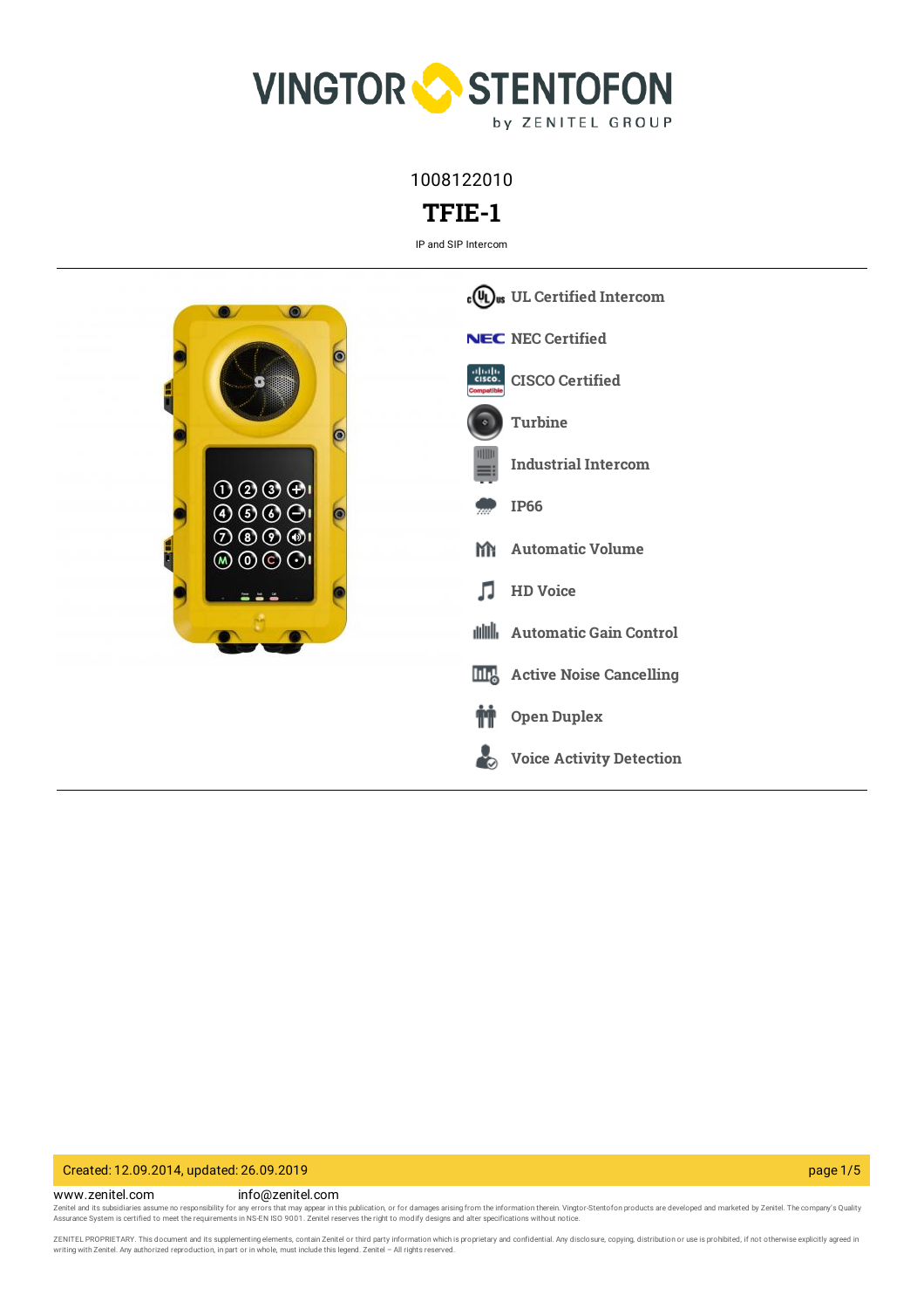VINGTOR STENTOFON

by ZENITEL GROUP

1008122010

# TFIE-1

IP and SIP Intercom

- UL Certified Intercom
- NEC Certified
- CISCO Certified
- Turbine
- Industrial Intercom
- IP66
- Automatic Volume
- HD Voice
- Automatic Gain Control
- Active Noise Cancelling
- Open Duplex
- Voice Activity Detection

Created: 12.09.2014, updated: 26.09.2019

www.zenitel.com info@zenitel.com

Zenitel and its subsidiaries assume no responsibility for any errors that may appear in this publication, or for damages arising from the information therein. Vingtor-Stentofon products are developed and marketed by Zenitel. The company's Quality Assurance System is certified to meet the requirements in NS-EN ISO 9001. Zenitel reserves the right to modify designs and alter specifications without notice.

ZENITEL PROPRIETARY. This document and its supplementing elements, contain Zenitel or third party information which is proprietary and confidential. Any disclosure, copying, distribution or use is prohibited, if not otherwise explicitly agreed in writing with Zenitel. Any authorized reproduction, in part or in whole, must include this legend. Zenitel – All rights reserved.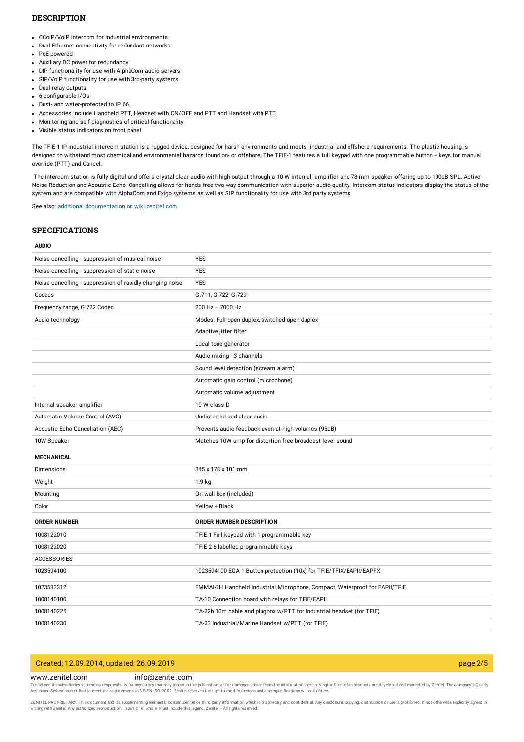## DESCRIPTION

- CCoIP/VoIP intercom for industrial environments
- Dual Ethernet connectivity for redundant networks
- PoE powered
- Auxiliary DC power for redundancy
- DIP functionality for use with AlphaCom audio servers
- SIP/VoIP functionality for use with 3rd-party systems
- Dual relay outputs
- 6 configurable I/Os
- Dust- and water-protected to IP 66
- Accessories include Handheld PTT, Headset with ON/OFF and PTT and Handset with PTT
- Monitoring and self-diagnostics of critical functionality
- Visible status indicators on front panel

The TFIE-1 IP industrial intercom station is a rugged device, designed for harsh environments and meets industrial and offshore requirements. The plastic housing is designed to withstand most chemical and environmental hazards found on- or offshore. The TFIE-1 features a full keypad with one programmable button + keys for manual override (PTT) and Cancel.

The intercom station is fully digital and offers crystal clear audio with high output through a 10 W internal amplifier and 78 mm speaker, offering up to 100dB SPL. Active Noise Reduction and Acoustic Echo Cancelling allows for hands-free two-way communication with superior audio quality. Intercom status indicators display the status of the system and are compatible with AlphaCom and Exigo systems as well as SIP functionality for use with 3rd party systems.

See also: additional documentation on wiki.zenitel.com

## SPECIFICATIONS

**AUDIO**

| | |
|---|---|
| Noise cancelling - suppression of musical noise | YES |
| Noise cancelling - suppression of static noise | YES |
| Noise cancelling - suppression of rapidly changing noise | YES |
| Codecs | G.711, G.722, G.729 |
| Frequency range, G.722 Codec | 200 Hz – 7000 Hz |
| Audio technology | Modes: Full open duplex, switched open duplex |
| | Adaptive jitter filter |
| | Local tone generator |
| | Audio mixing - 3 channels |
| | Sound level detection (scream alarm) |
| | Automatic gain control (microphone) |
| | Automatic volume adjustment |
| Internal speaker amplifier | 10 W class D |
| Automatic Volume Control (AVC) | Undistorted and clear audio |
| Acoustic Echo Cancellation (AEC) | Prevents audio feedback even at high volumes (95dB) |
| 10W Speaker | Matches 10W amp for distortion-free broadcast level sound |

**MECHANICAL**

| | |
|---|---|
| Dimensions | 345 x 178 x 101 mm |
| Weight | 1.9 kg |
| Mounting | On-wall box (included) |
| Color | Yellow + Black |

| ORDER NUMBER | ORDER NUMBER DESCRIPTION |
|---|---|
| 1008122010 | TFIE-1 Full keypad with 1 programmable key |
| 1008122020 | TFIE-2 6 labelled programmable keys |
| ACCESSORIES | |
| 1023594100 | 1023594100 EGA-1 Button protection (10x) for TFIE/TFIX/EAPII/EAPFX |
| 1023533312 | EMMAI-2H Handheld Industrial Microphone, Compact, Waterproof for EAPII/TFIE |
| 1008140100 | TA-10 Connection board with relays for TFIE/EAPII |
| 1008140225 | TA-22b 10m cable and plugbox w/PTT for Industrial headset (for TFIE) |
| 1008140230 | TA-23 Industrial/Marine Handset w/PTT (for TFIE) |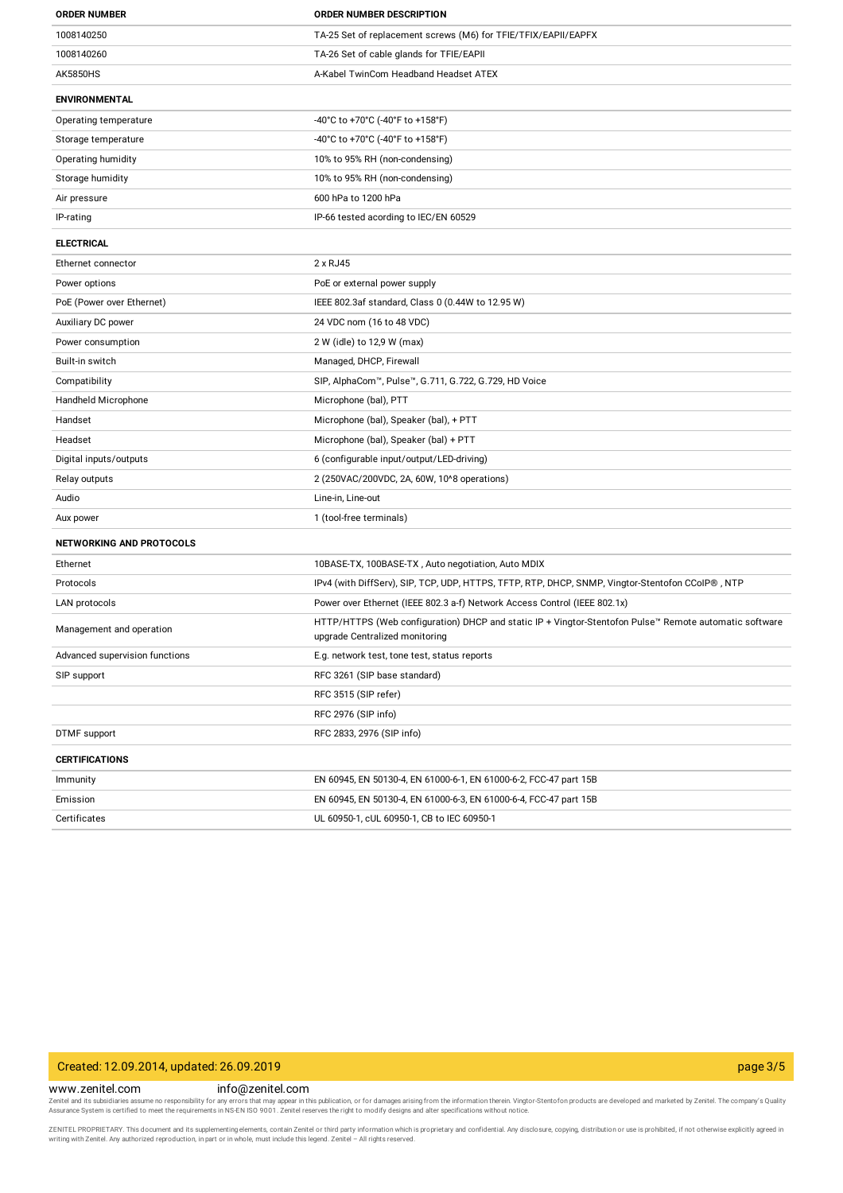| ORDER NUMBER | ORDER NUMBER DESCRIPTION |
| --- | --- |
| 1008140250 | TA-25 Set of replacement screws (M6) for TFIE/TFIX/EAPII/EAPFX |
| 1008140260 | TA-26 Set of cable glands for TFIE/EAPII |
| AK5850HS | A-Kabel TwinCom Headband Headset ATEX |

| ENVIRONMENTAL | |
| --- | --- |
| Operating temperature | -40°C to +70°C (-40°F to +158°F) |
| Storage temperature | -40°C to +70°C (-40°F to +158°F) |
| Operating humidity | 10% to 95% RH (non-condensing) |
| Storage humidity | 10% to 95% RH (non-condensing) |
| Air pressure | 600 hPa to 1200 hPa |
| IP-rating | IP-66 tested acording to IEC/EN 60529 |

| ELECTRICAL | |
| --- | --- |
| Ethernet connector | 2 x RJ45 |
| Power options | PoE or external power supply |
| PoE (Power over Ethernet) | IEEE 802.3af standard, Class 0 (0.44W to 12.95 W) |
| Auxiliary DC power | 24 VDC nom (16 to 48 VDC) |
| Power consumption | 2 W (idle) to 12,9 W (max) |
| Built-in switch | Managed, DHCP, Firewall |
| Compatibility | SIP, AlphaCom™, Pulse™, G.711, G.722, G.729, HD Voice |
| Handheld Microphone | Microphone (bal), PTT |
| Handset | Microphone (bal), Speaker (bal), + PTT |
| Headset | Microphone (bal), Speaker (bal) + PTT |
| Digital inputs/outputs | 6 (configurable input/output/LED-driving) |
| Relay outputs | 2 (250VAC/200VDC, 2A, 60W, 10^8 operations) |
| Audio | Line-in, Line-out |
| Aux power | 1 (tool-free terminals) |

| NETWORKING AND PROTOCOLS | |
| --- | --- |
| Ethernet | 10BASE-TX, 100BASE-TX , Auto negotiation, Auto MDIX |
| Protocols | IPv4 (with DiffServ), SIP, TCP, UDP, HTTPS, TFTP, RTP, DHCP, SNMP, Vingtor-Stentofon CCoIP® , NTP |
| LAN protocols | Power over Ethernet (IEEE 802.3 a-f) Network Access Control (IEEE 802.1x) |
| Management and operation | HTTP/HTTPS (Web configuration) DHCP and static IP + Vingtor-Stentofon Pulse™ Remote automatic software upgrade Centralized monitoring |
| Advanced supervision functions | E.g. network test, tone test, status reports |
| SIP support | RFC 3261 (SIP base standard) |
| | RFC 3515 (SIP refer) |
| | RFC 2976 (SIP info) |
| DTMF support | RFC 2833, 2976 (SIP info) |

| CERTIFICATIONS | |
| --- | --- |
| Immunity | EN 60945, EN 50130-4, EN 61000-6-1, EN 61000-6-2, FCC-47 part 15B |
| Emission | EN 60945, EN 50130-4, EN 61000-6-3, EN 61000-6-4, FCC-47 part 15B |
| Certificates | UL 60950-1, cUL 60950-1, CB to IEC 60950-1 |

Created: 12.09.2014, updated: 26.09.2019

www.zenitel.com info@zenitel.com

Zenitel and its subsidiaries assume no responsibility for any errors that may appear in this publication, or for damages arising from the information therein. Vingtor-Stentofon products are developed and marketed by Zenitel. The company's Quality Assurance System is certified to meet the requirements in NS-EN ISO 9001. Zenitel reserves the right to modify designs and alter specifications without notice.

ZENITEL PROPRIETARY. This document and its supplementing elements, contain Zenitel or third party information which is proprietary and confidential. Any disclosure, copying, distribution or use is prohibited, if not otherwise explicitly agreed in writing with Zenitel. Any authorized reproduction, in part or in whole, must include this legend. Zenitel – All rights reserved.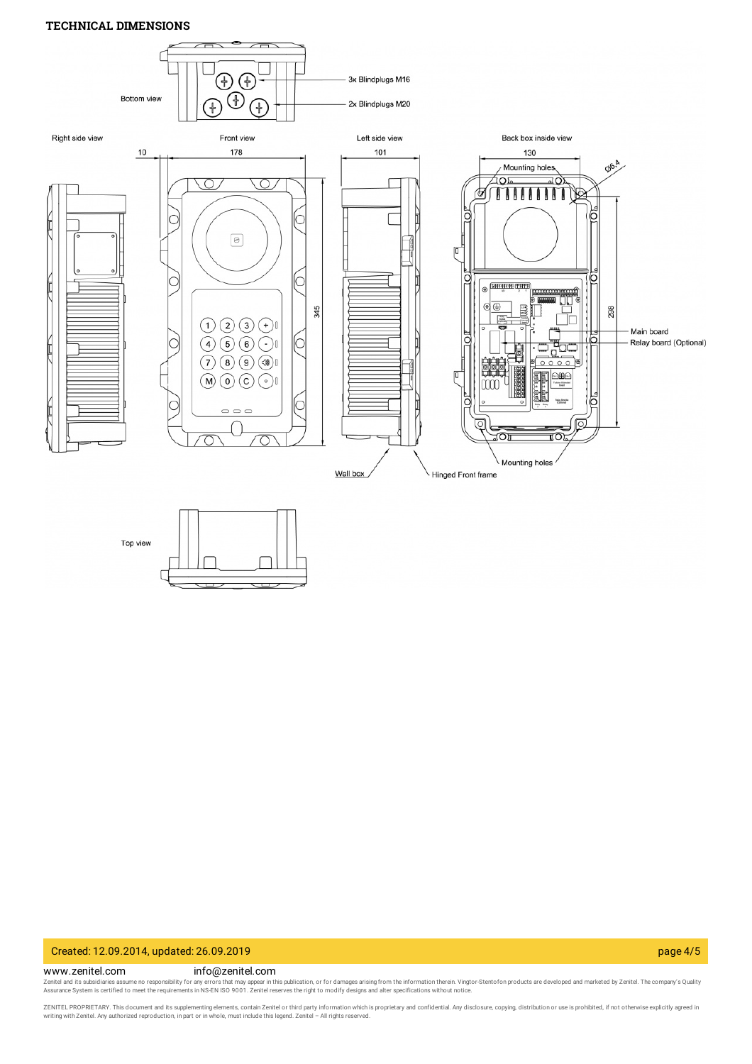# TECHNICAL DIMENSIONS

Bottom view

3x Blindplugs M16

2x Blindplugs M20

Right side view

Front view

Left side view

Back box inside view

10

178

101

130

Mounting holes

Ø6.4

345

298

Main board

Relay board (Optional)

Mounting holes

Wall box

Hinged Front frame

Top view

Created: 12.09.2014, updated: 26.09.2019

www.zenitel.com info@zenitel.com

Zenitel and its subsidiaries assume no responsibility for any errors that may appear in this publication, or for damages arising from the information therein. Vingtor-Stentofon products are developed and marketed by Zenitel. The company's Quality Assurance System is certified to meet the requirements in NS-EN ISO 9001. Zenitel reserves the right to modify designs and alter specifications without notice.

ZENITEL PROPRIETARY. This document and its supplementing elements, contain Zenitel or third party information which is proprietary and confidential. Any disclosure, copying, distribution or use is prohibited, if not otherwise explicitly agreed in writing with Zenitel. Any authorized reproduction, in part or in whole, must include this legend. Zenitel – All rights reserved.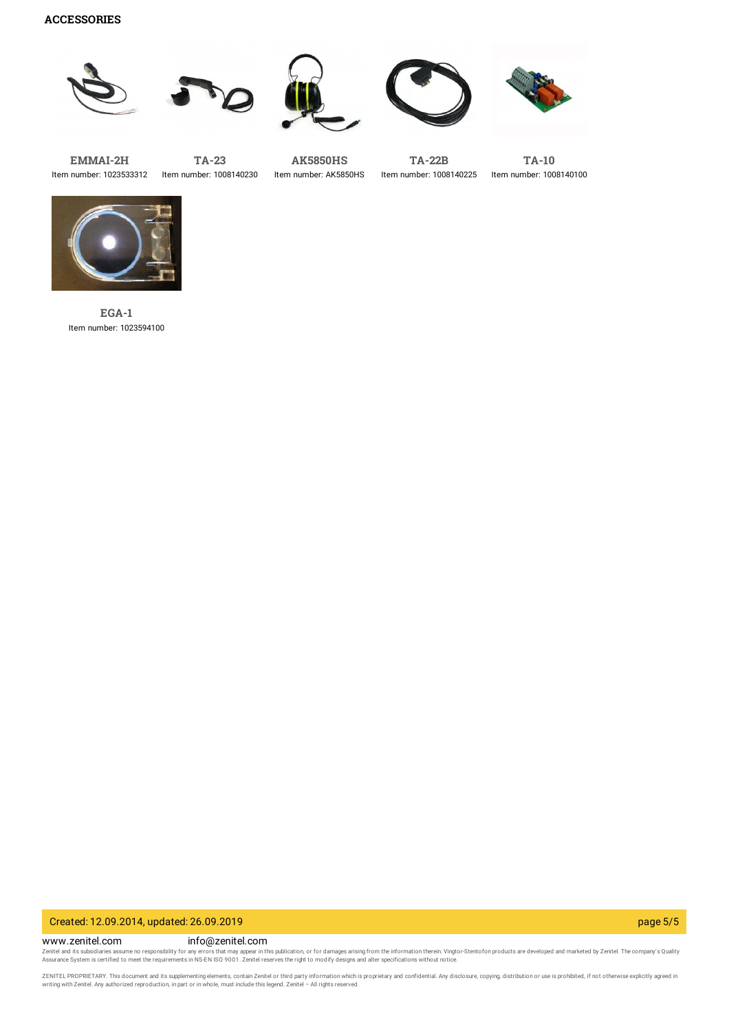## ACCESSORIES

**EMMAI-2H**
Item number: 1023533312

**TA-23**
Item number: 1008140230

**AK5850HS**
Item number: AK5850HS

**TA-22B**
Item number: 1008140225

**TA-10**
Item number: 1008140100

**EGA-1**
Item number: 1023594100

Created: 12.09.2014, updated: 26.09.2019

www.zenitel.com info@zenitel.com

Zenitel and its subsidiaries assume no responsibility for any errors that may appear in this publication, or for damages arising from the information therein. Vingtor-Stentofon products are developed and marketed by Zenitel. The company's Quality Assurance System is certified to meet the requirements in NS-EN ISO 9001. Zenitel reserves the right to modify designs and alter specifications without notice.

ZENITEL PROPRIETARY. This document and its supplementing elements, contain Zenitel or third party information which is proprietary and confidential. Any disclosure, copying, distribution or use is prohibited, if not otherwise explicitly agreed in writing with Zenitel. Any authorized reproduction, in part or in whole, must include this legend. Zenitel – All rights reserved.